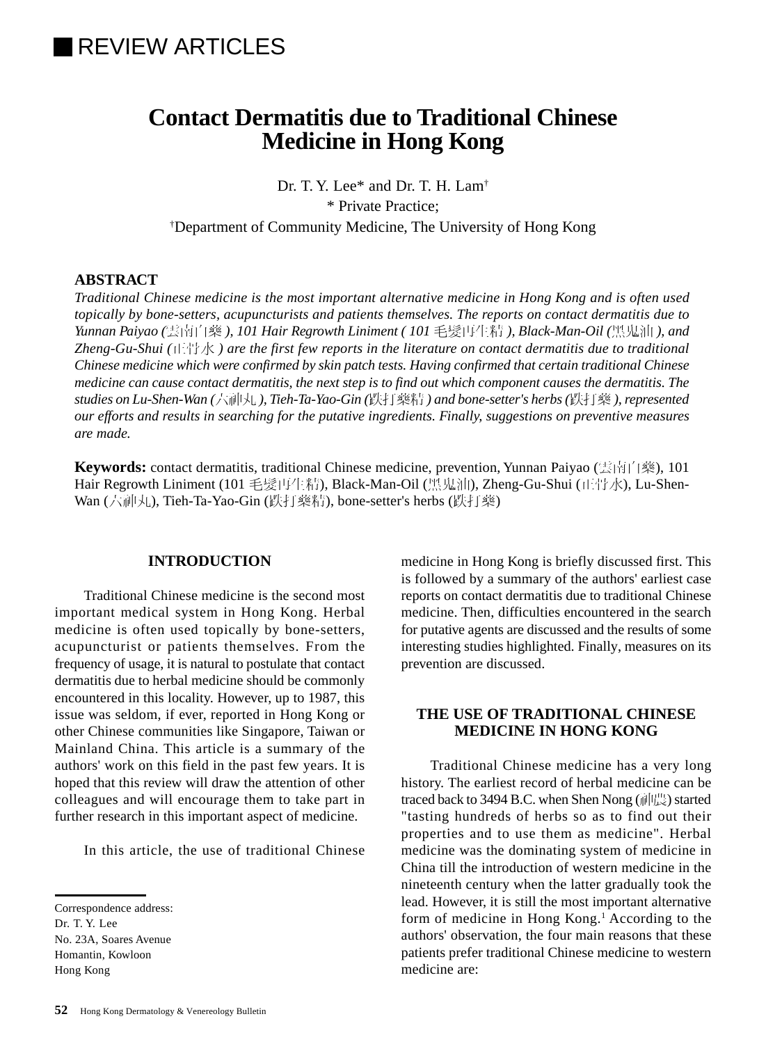REVIEW ARTICLES

# Contact Dermatitis due to Traditional Chinese Medicine in Hong Kong

Dr. T. Y. Lee* and Dr. T. H. Lam†

\* Private Practice;

†Department of Community Medicine, The University of Hong Kong

## ABSTRACT

*Traditional Chinese medicine is the most important alternative medicine in Hong Kong and is often used topically by bone-setters, acupuncturists and patients themselves. The reports on contact dermatitis due to Yunnan Paiyao (雲南白藥), 101 Hair Regrowth Liniment (101 毛髮再生精), Black-Man-Oil (黑鬼油), and Zheng-Gu-Shui (正骨水) are the first few reports in the literature on contact dermatitis due to traditional Chinese medicine which were confirmed by skin patch tests. Having confirmed that certain traditional Chinese medicine can cause contact dermatitis, the next step is to find out which component causes the dermatitis. The studies on Lu-Shen-Wan (六神丸), Tieh-Ta-Yao-Gin (跌打藥精) and bone-setter's herbs (跌打藥), represented our efforts and results in searching for the putative ingredients. Finally, suggestions on preventive measures are made.*

**Keywords:** contact dermatitis, traditional Chinese medicine, prevention, Yunnan Paiyao (雲南白藥), 101 Hair Regrowth Liniment (101 毛髮再生精), Black-Man-Oil (黑鬼油), Zheng-Gu-Shui (正骨水), Lu-Shen-Wan (六神丸), Tieh-Ta-Yao-Gin (跌打藥精), bone-setter's herbs (跌打藥)

## INTRODUCTION

Traditional Chinese medicine is the second most important medical system in Hong Kong. Herbal medicine is often used topically by bone-setters, acupuncturist or patients themselves. From the frequency of usage, it is natural to postulate that contact dermatitis due to herbal medicine should be commonly encountered in this locality. However, up to 1987, this issue was seldom, if ever, reported in Hong Kong or other Chinese communities like Singapore, Taiwan or Mainland China. This article is a summary of the authors' work on this field in the past few years. It is hoped that this review will draw the attention of other colleagues and will encourage them to take part in further research in this important aspect of medicine.

In this article, the use of traditional Chinese medicine in Hong Kong is briefly discussed first. This is followed by a summary of the authors' earliest case reports on contact dermatitis due to traditional Chinese medicine. Then, difficulties encountered in the search for putative agents are discussed and the results of some interesting studies highlighted. Finally, measures on its prevention are discussed.

## THE USE OF TRADITIONAL CHINESE MEDICINE IN HONG KONG

Traditional Chinese medicine has a very long history. The earliest record of herbal medicine can be traced back to 3494 B.C. when Shen Nong (神農) started "tasting hundreds of herbs so as to find out their properties and to use them as medicine". Herbal medicine was the dominating system of medicine in China till the introduction of western medicine in the nineteenth century when the latter gradually took the lead. However, it is still the most important alternative form of medicine in Hong Kong.[1] According to the authors' observation, the four main reasons that these patients prefer traditional Chinese medicine to western medicine are:

Correspondence address:
Dr. T. Y. Lee
No. 23A, Soares Avenue
Homantin, Kowloon
Hong Kong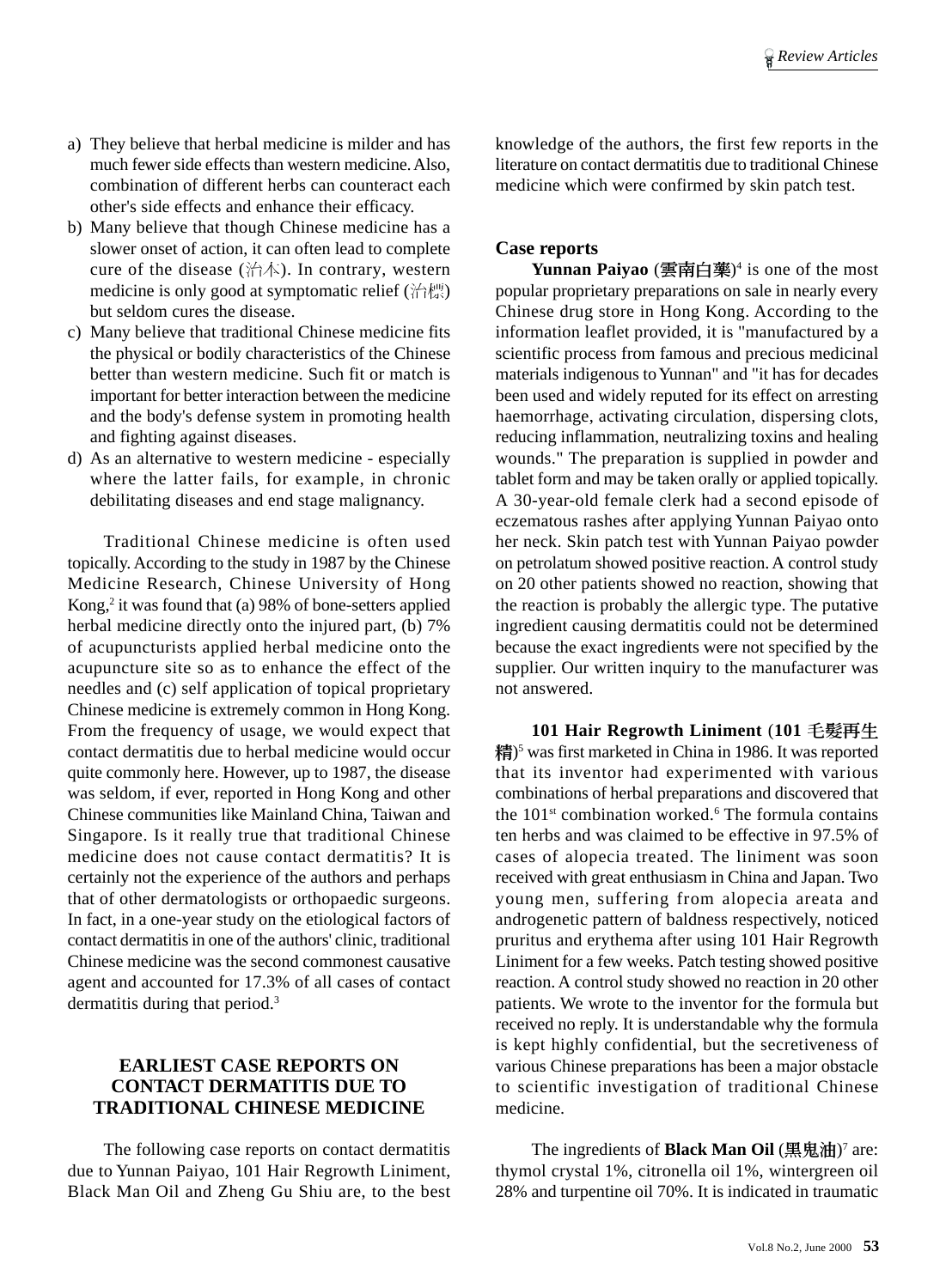a) They believe that herbal medicine is milder and has much fewer side effects than western medicine. Also, combination of different herbs can counteract each other's side effects and enhance their efficacy.
b) Many believe that though Chinese medicine has a slower onset of action, it can often lead to complete cure of the disease (治本). In contrary, western medicine is only good at symptomatic relief (治標) but seldom cures the disease.
c) Many believe that traditional Chinese medicine fits the physical or bodily characteristics of the Chinese better than western medicine. Such fit or match is important for better interaction between the medicine and the body's defense system in promoting health and fighting against diseases.
d) As an alternative to western medicine - especially where the latter fails, for example, in chronic debilitating diseases and end stage malignancy.

Traditional Chinese medicine is often used topically. According to the study in 1987 by the Chinese Medicine Research, Chinese University of Hong Kong,[2] it was found that (a) 98% of bone-setters applied herbal medicine directly onto the injured part, (b) 7% of acupuncturists applied herbal medicine onto the acupuncture site so as to enhance the effect of the needles and (c) self application of topical proprietary Chinese medicine is extremely common in Hong Kong. From the frequency of usage, we would expect that contact dermatitis due to herbal medicine would occur quite commonly here. However, up to 1987, the disease was seldom, if ever, reported in Hong Kong and other Chinese communities like Mainland China, Taiwan and Singapore. Is it really true that traditional Chinese medicine does not cause contact dermatitis? It is certainly not the experience of the authors and perhaps that of other dermatologists or orthopaedic surgeons. In fact, in a one-year study on the etiological factors of contact dermatitis in one of the authors' clinic, traditional Chinese medicine was the second commonest causative agent and accounted for 17.3% of all cases of contact dermatitis during that period.[3]

## EARLIEST CASE REPORTS ON CONTACT DERMATITIS DUE TO TRADITIONAL CHINESE MEDICINE

The following case reports on contact dermatitis due to Yunnan Paiyao, 101 Hair Regrowth Liniment, Black Man Oil and Zheng Gu Shiu are, to the best knowledge of the authors, the first few reports in the literature on contact dermatitis due to traditional Chinese medicine which were confirmed by skin patch test.

### Case reports

**Yunnan Paiyao** (**雲南白藥**)[4] is one of the most popular proprietary preparations on sale in nearly every Chinese drug store in Hong Kong. According to the information leaflet provided, it is "manufactured by a scientific process from famous and precious medicinal materials indigenous to Yunnan" and "it has for decades been used and widely reputed for its effect on arresting haemorrhage, activating circulation, dispersing clots, reducing inflammation, neutralizing toxins and healing wounds." The preparation is supplied in powder and tablet form and may be taken orally or applied topically. A 30-year-old female clerk had a second episode of eczematous rashes after applying Yunnan Paiyao onto her neck. Skin patch test with Yunnan Paiyao powder on petrolatum showed positive reaction. A control study on 20 other patients showed no reaction, showing that the reaction is probably the allergic type. The putative ingredient causing dermatitis could not be determined because the exact ingredients were not specified by the supplier. Our written inquiry to the manufacturer was not answered.

**101 Hair Regrowth Liniment** (**101 毛髮再生精**)[5] was first marketed in China in 1986. It was reported that its inventor had experimented with various combinations of herbal preparations and discovered that the 101st combination worked.[6] The formula contains ten herbs and was claimed to be effective in 97.5% of cases of alopecia treated. The liniment was soon received with great enthusiasm in China and Japan. Two young men, suffering from alopecia areata and androgenetic pattern of baldness respectively, noticed pruritus and erythema after using 101 Hair Regrowth Liniment for a few weeks. Patch testing showed positive reaction. A control study showed no reaction in 20 other patients. We wrote to the inventor for the formula but received no reply. It is understandable why the formula is kept highly confidential, but the secretiveness of various Chinese preparations has been a major obstacle to scientific investigation of traditional Chinese medicine.

The ingredients of **Black Man Oil** (**黑鬼油**)[7] are: thymol crystal 1%, citronella oil 1%, wintergreen oil 28% and turpentine oil 70%. It is indicated in traumatic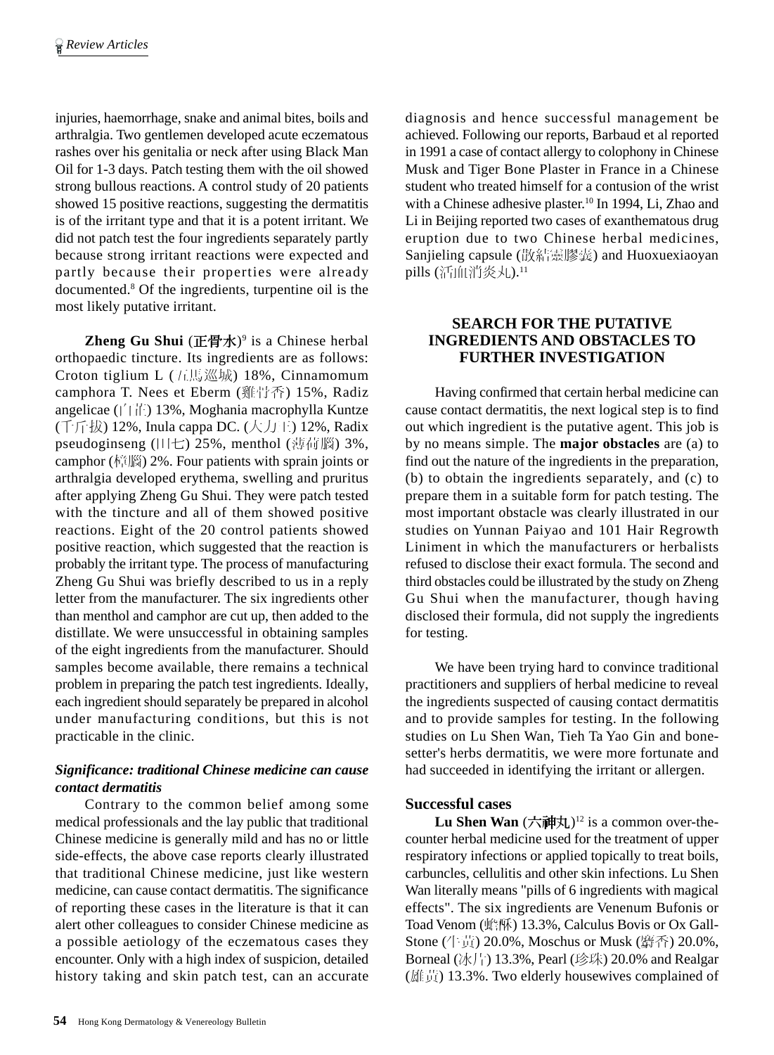injuries, haemorrhage, snake and animal bites, boils and arthralgia. Two gentlemen developed acute eczematous rashes over his genitalia or neck after using Black Man Oil for 1-3 days. Patch testing them with the oil showed strong bullous reactions. A control study of 20 patients showed 15 positive reactions, suggesting the dermatitis is of the irritant type and that it is a potent irritant. We did not patch test the four ingredients separately partly because strong irritant reactions were expected and partly because their properties were already documented.[8] Of the ingredients, turpentine oil is the most likely putative irritant.

**Zheng Gu Shui** (**正骨水**)[9] is a Chinese herbal orthopaedic tincture. Its ingredients are as follows: Croton tiglium L (五馬巡城) 18%, Cinnamomum camphora T. Nees et Eberm (雞骨香) 15%, Radiz angelicae (白芷) 13%, Moghania macrophylla Kuntze (千斤拔) 12%, Inula cappa DC. (大力王) 12%, Radix pseudoginseng (田七) 25%, menthol (薄荷腦) 3%, camphor (樟腦) 2%. Four patients with sprain joints or arthralgia developed erythema, swelling and pruritus after applying Zheng Gu Shui. They were patch tested with the tincture and all of them showed positive reactions. Eight of the 20 control patients showed positive reaction, which suggested that the reaction is probably the irritant type. The process of manufacturing Zheng Gu Shui was briefly described to us in a reply letter from the manufacturer. The six ingredients other than menthol and camphor are cut up, then added to the distillate. We were unsuccessful in obtaining samples of the eight ingredients from the manufacturer. Should samples become available, there remains a technical problem in preparing the patch test ingredients. Ideally, each ingredient should separately be prepared in alcohol under manufacturing conditions, but this is not practicable in the clinic.

### *Significance: traditional Chinese medicine can cause contact dermatitis*

Contrary to the common belief among some medical professionals and the lay public that traditional Chinese medicine is generally mild and has no or little side-effects, the above case reports clearly illustrated that traditional Chinese medicine, just like western medicine, can cause contact dermatitis. The significance of reporting these cases in the literature is that it can alert other colleagues to consider Chinese medicine as a possible aetiology of the eczematous cases they encounter. Only with a high index of suspicion, detailed history taking and skin patch test, can an accurate diagnosis and hence successful management be achieved. Following our reports, Barbaud et al reported in 1991 a case of contact allergy to colophony in Chinese Musk and Tiger Bone Plaster in France in a Chinese student who treated himself for a contusion of the wrist with a Chinese adhesive plaster.[10] In 1994, Li, Zhao and Li in Beijing reported two cases of exanthematous drug eruption due to two Chinese herbal medicines, Sanjieling capsule (散結靈膠囊) and Huoxuexiaoyan pills (活血消炎丸).[11]

## SEARCH FOR THE PUTATIVE INGREDIENTS AND OBSTACLES TO FURTHER INVESTIGATION

Having confirmed that certain herbal medicine can cause contact dermatitis, the next logical step is to find out which ingredient is the putative agent. This job is by no means simple. The **major obstacles** are (a) to find out the nature of the ingredients in the preparation, (b) to obtain the ingredients separately, and (c) to prepare them in a suitable form for patch testing. The most important obstacle was clearly illustrated in our studies on Yunnan Paiyao and 101 Hair Regrowth Liniment in which the manufacturers or herbalists refused to disclose their exact formula. The second and third obstacles could be illustrated by the study on Zheng Gu Shui when the manufacturer, though having disclosed their formula, did not supply the ingredients for testing.

We have been trying hard to convince traditional practitioners and suppliers of herbal medicine to reveal the ingredients suspected of causing contact dermatitis and to provide samples for testing. In the following studies on Lu Shen Wan, Tieh Ta Yao Gin and bone-setter's herbs dermatitis, we were more fortunate and had succeeded in identifying the irritant or allergen.

### Successful cases

**Lu Shen Wan** (**六神丸**)[12] is a common over-the-counter herbal medicine used for the treatment of upper respiratory infections or applied topically to treat boils, carbuncles, cellulitis and other skin infections. Lu Shen Wan literally means "pills of 6 ingredients with magical effects". The six ingredients are Venenum Bufonis or Toad Venom (蟾酥) 13.3%, Calculus Bovis or Ox Gall-Stone (牛黄) 20.0%, Moschus or Musk (麝香) 20.0%, Borneal (冰片) 13.3%, Pearl (珍珠) 20.0% and Realgar (雄黄) 13.3%. Two elderly housewives complained of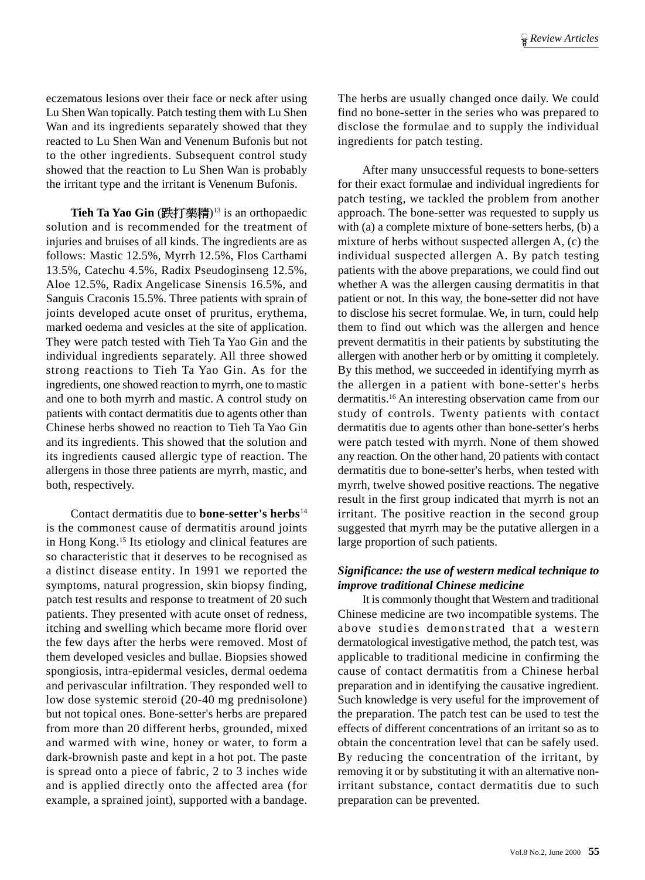eczematous lesions over their face or neck after using Lu Shen Wan topically. Patch testing them with Lu Shen Wan and its ingredients separately showed that they reacted to Lu Shen Wan and Venenum Bufonis but not to the other ingredients. Subsequent control study showed that the reaction to Lu Shen Wan is probably the irritant type and the irritant is Venenum Bufonis.

**Tieh Ta Yao Gin** (**跌打藥精**)[13] is an orthopaedic solution and is recommended for the treatment of injuries and bruises of all kinds. The ingredients are as follows: Mastic 12.5%, Myrrh 12.5%, Flos Carthami 13.5%, Catechu 4.5%, Radix Pseudoginseng 12.5%, Aloe 12.5%, Radix Angelicase Sinensis 16.5%, and Sanguis Craconis 15.5%. Three patients with sprain of joints developed acute onset of pruritus, erythema, marked oedema and vesicles at the site of application. They were patch tested with Tieh Ta Yao Gin and the individual ingredients separately. All three showed strong reactions to Tieh Ta Yao Gin. As for the ingredients, one showed reaction to myrrh, one to mastic and one to both myrrh and mastic. A control study on patients with contact dermatitis due to agents other than Chinese herbs showed no reaction to Tieh Ta Yao Gin and its ingredients. This showed that the solution and its ingredients caused allergic type of reaction. The allergens in those three patients are myrrh, mastic, and both, respectively.

Contact dermatitis due to **bone-setter's herbs**[14] is the commonest cause of dermatitis around joints in Hong Kong.[15] Its etiology and clinical features are so characteristic that it deserves to be recognised as a distinct disease entity. In 1991 we reported the symptoms, natural progression, skin biopsy finding, patch test results and response to treatment of 20 such patients. They presented with acute onset of redness, itching and swelling which became more florid over the few days after the herbs were removed. Most of them developed vesicles and bullae. Biopsies showed spongiosis, intra-epidermal vesicles, dermal oedema and perivascular infiltration. They responded well to low dose systemic steroid (20-40 mg prednisolone) but not topical ones. Bone-setter's herbs are prepared from more than 20 different herbs, grounded, mixed and warmed with wine, honey or water, to form a dark-brownish paste and kept in a hot pot. The paste is spread onto a piece of fabric, 2 to 3 inches wide and is applied directly onto the affected area (for example, a sprained joint), supported with a bandage. The herbs are usually changed once daily. We could find no bone-setter in the series who was prepared to disclose the formulae and to supply the individual ingredients for patch testing.

After many unsuccessful requests to bone-setters for their exact formulae and individual ingredients for patch testing, we tackled the problem from another approach. The bone-setter was requested to supply us with (a) a complete mixture of bone-setters herbs, (b) a mixture of herbs without suspected allergen A, (c) the individual suspected allergen A. By patch testing patients with the above preparations, we could find out whether A was the allergen causing dermatitis in that patient or not. In this way, the bone-setter did not have to disclose his secret formulae. We, in turn, could help them to find out which was the allergen and hence prevent dermatitis in their patients by substituting the allergen with another herb or by omitting it completely. By this method, we succeeded in identifying myrrh as the allergen in a patient with bone-setter's herbs dermatitis.[16] An interesting observation came from our study of controls. Twenty patients with contact dermatitis due to agents other than bone-setter's herbs were patch tested with myrrh. None of them showed any reaction. On the other hand, 20 patients with contact dermatitis due to bone-setter's herbs, when tested with myrrh, twelve showed positive reactions. The negative result in the first group indicated that myrrh is not an irritant. The positive reaction in the second group suggested that myrrh may be the putative allergen in a large proportion of such patients.

***Significance: the use of western medical technique to improve traditional Chinese medicine***

It is commonly thought that Western and traditional Chinese medicine are two incompatible systems. The above studies demonstrated that a western dermatological investigative method, the patch test, was applicable to traditional medicine in confirming the cause of contact dermatitis from a Chinese herbal preparation and in identifying the causative ingredient. Such knowledge is very useful for the improvement of the preparation. The patch test can be used to test the effects of different concentrations of an irritant so as to obtain the concentration level that can be safely used. By reducing the concentration of the irritant, by removing it or by substituting it with an alternative non-irritant substance, contact dermatitis due to such preparation can be prevented.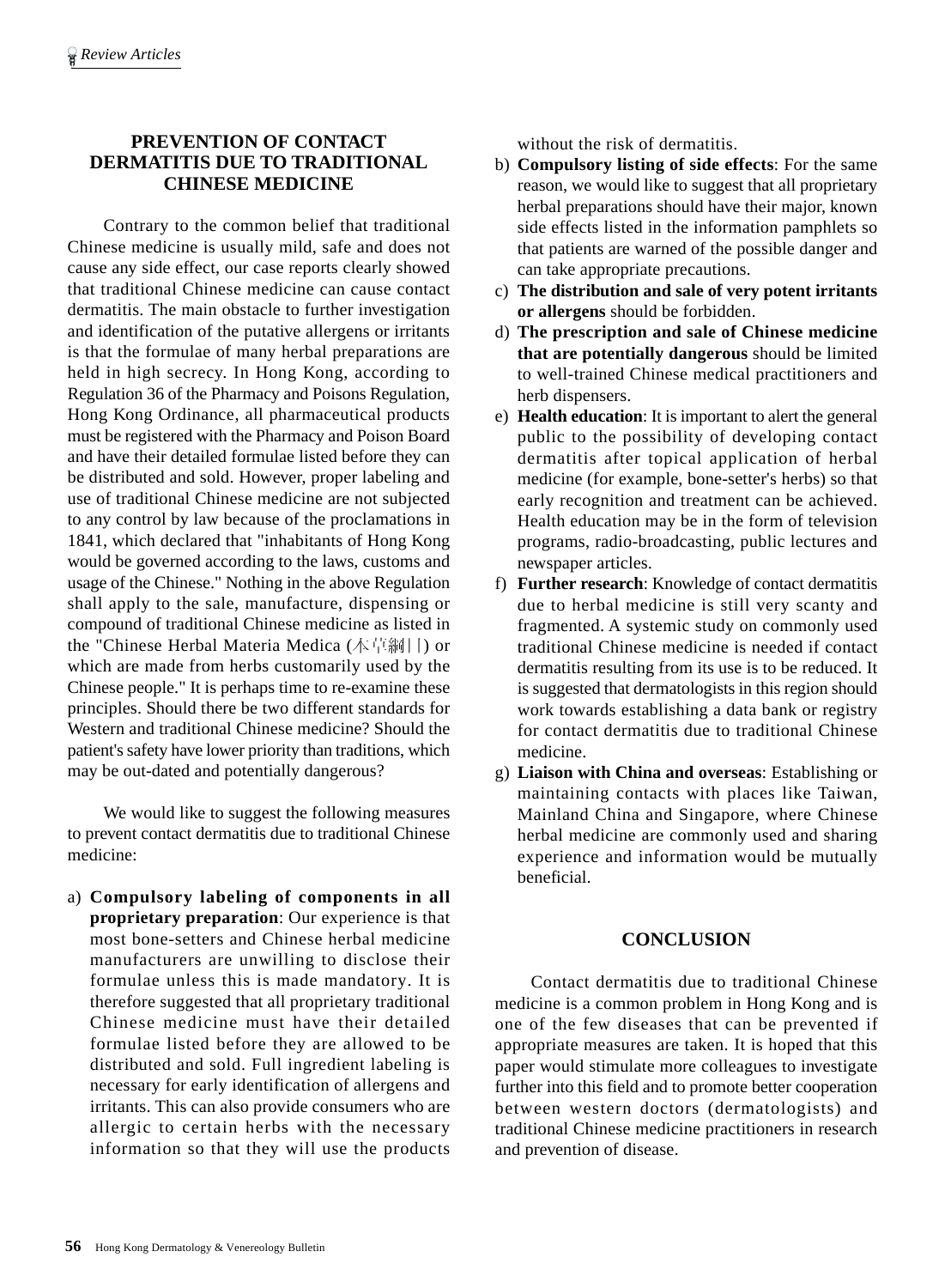## PREVENTION OF CONTACT DERMATITIS DUE TO TRADITIONAL CHINESE MEDICINE

Contrary to the common belief that traditional Chinese medicine is usually mild, safe and does not cause any side effect, our case reports clearly showed that traditional Chinese medicine can cause contact dermatitis. The main obstacle to further investigation and identification of the putative allergens or irritants is that the formulae of many herbal preparations are held in high secrecy. In Hong Kong, according to Regulation 36 of the Pharmacy and Poisons Regulation, Hong Kong Ordinance, all pharmaceutical products must be registered with the Pharmacy and Poison Board and have their detailed formulae listed before they can be distributed and sold. However, proper labeling and use of traditional Chinese medicine are not subjected to any control by law because of the proclamations in 1841, which declared that "inhabitants of Hong Kong would be governed according to the laws, customs and usage of the Chinese." Nothing in the above Regulation shall apply to the sale, manufacture, dispensing or compound of traditional Chinese medicine as listed in the "Chinese Herbal Materia Medica (本草綱目) or which are made from herbs customarily used by the Chinese people." It is perhaps time to re-examine these principles. Should there be two different standards for Western and traditional Chinese medicine? Should the patient's safety have lower priority than traditions, which may be out-dated and potentially dangerous?

We would like to suggest the following measures to prevent contact dermatitis due to traditional Chinese medicine:

a) **Compulsory labeling of components in all proprietary preparation**: Our experience is that most bone-setters and Chinese herbal medicine manufacturers are unwilling to disclose their formulae unless this is made mandatory. It is therefore suggested that all proprietary traditional Chinese medicine must have their detailed formulae listed before they are allowed to be distributed and sold. Full ingredient labeling is necessary for early identification of allergens and irritants. This can also provide consumers who are allergic to certain herbs with the necessary information so that they will use the products without the risk of dermatitis.

b) **Compulsory listing of side effects**: For the same reason, we would like to suggest that all proprietary herbal preparations should have their major, known side effects listed in the information pamphlets so that patients are warned of the possible danger and can take appropriate precautions.

c) **The distribution and sale of very potent irritants or allergens** should be forbidden.

d) **The prescription and sale of Chinese medicine that are potentially dangerous** should be limited to well-trained Chinese medical practitioners and herb dispensers.

e) **Health education**: It is important to alert the general public to the possibility of developing contact dermatitis after topical application of herbal medicine (for example, bone-setter's herbs) so that early recognition and treatment can be achieved. Health education may be in the form of television programs, radio-broadcasting, public lectures and newspaper articles.

f) **Further research**: Knowledge of contact dermatitis due to herbal medicine is still very scanty and fragmented. A systemic study on commonly used traditional Chinese medicine is needed if contact dermatitis resulting from its use is to be reduced. It is suggested that dermatologists in this region should work towards establishing a data bank or registry for contact dermatitis due to traditional Chinese medicine.

g) **Liaison with China and overseas**: Establishing or maintaining contacts with places like Taiwan, Mainland China and Singapore, where Chinese herbal medicine are commonly used and sharing experience and information would be mutually beneficial.

## CONCLUSION

Contact dermatitis due to traditional Chinese medicine is a common problem in Hong Kong and is one of the few diseases that can be prevented if appropriate measures are taken. It is hoped that this paper would stimulate more colleagues to investigate further into this field and to promote better cooperation between western doctors (dermatologists) and traditional Chinese medicine practitioners in research and prevention of disease.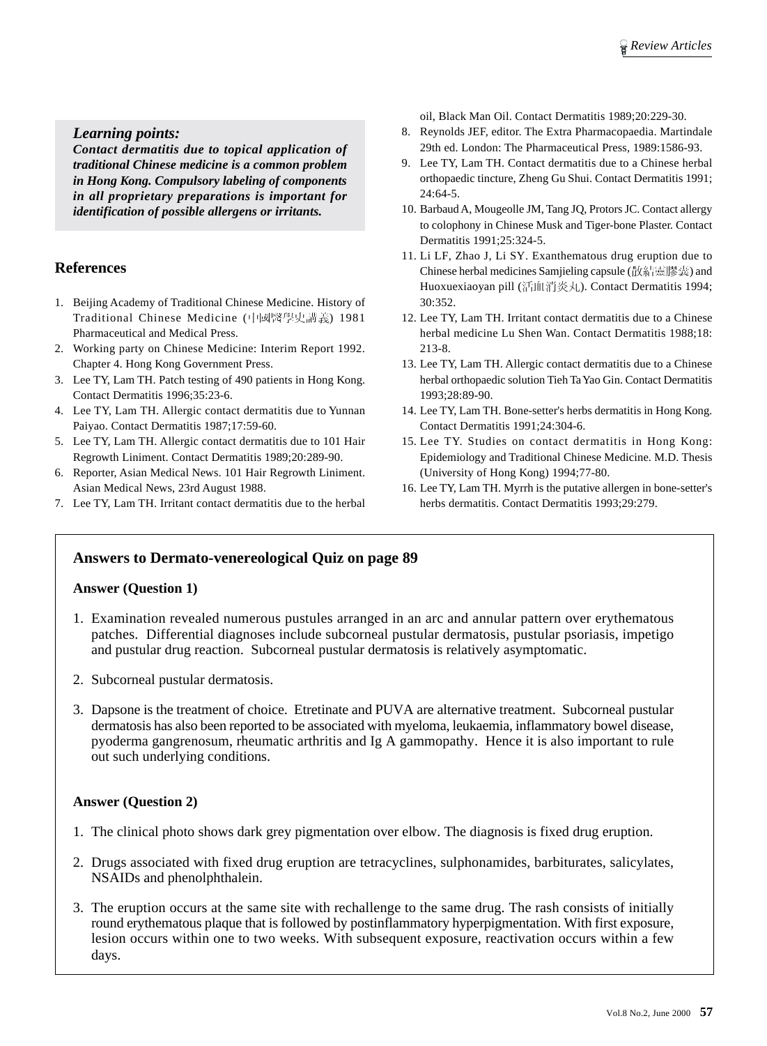***Learning points:***

***Contact dermatitis due to topical application of traditional Chinese medicine is a common problem in Hong Kong. Compulsory labeling of components in all proprietary preparations is important for identification of possible allergens or irritants.***

## References

1. Beijing Academy of Traditional Chinese Medicine. History of Traditional Chinese Medicine (中國醫學史講義) 1981 Pharmaceutical and Medical Press.
2. Working party on Chinese Medicine: Interim Report 1992. Chapter 4. Hong Kong Government Press.
3. Lee TY, Lam TH. Patch testing of 490 patients in Hong Kong. Contact Dermatitis 1996;35:23-6.
4. Lee TY, Lam TH. Allergic contact dermatitis due to Yunnan Paiyao. Contact Dermatitis 1987;17:59-60.
5. Lee TY, Lam TH. Allergic contact dermatitis due to 101 Hair Regrowth Liniment. Contact Dermatitis 1989;20:289-90.
6. Reporter, Asian Medical News. 101 Hair Regrowth Liniment. Asian Medical News, 23rd August 1988.
7. Lee TY, Lam TH. Irritant contact dermatitis due to the herbal oil, Black Man Oil. Contact Dermatitis 1989;20:229-30.
8. Reynolds JEF, editor. The Extra Pharmacopaedia. Martindale 29th ed. London: The Pharmaceutical Press, 1989:1586-93.
9. Lee TY, Lam TH. Contact dermatitis due to a Chinese herbal orthopaedic tincture, Zheng Gu Shui. Contact Dermatitis 1991; 24:64-5.
10. Barbaud A, Mougeolle JM, Tang JQ, Protors JC. Contact allergy to colophony in Chinese Musk and Tiger-bone Plaster. Contact Dermatitis 1991;25:324-5.
11. Li LF, Zhao J, Li SY. Exanthematous drug eruption due to Chinese herbal medicines Samjieling capsule (散結靈膠囊) and Huoxuexiaoyan pill (活血消炎丸). Contact Dermatitis 1994; 30:352.
12. Lee TY, Lam TH. Irritant contact dermatitis due to a Chinese herbal medicine Lu Shen Wan. Contact Dermatitis 1988;18: 213-8.
13. Lee TY, Lam TH. Allergic contact dermatitis due to a Chinese herbal orthopaedic solution Tieh Ta Yao Gin. Contact Dermatitis 1993;28:89-90.
14. Lee TY, Lam TH. Bone-setter's herbs dermatitis in Hong Kong. Contact Dermatitis 1991;24:304-6.
15. Lee TY. Studies on contact dermatitis in Hong Kong: Epidemiology and Traditional Chinese Medicine. M.D. Thesis (University of Hong Kong) 1994;77-80.
16. Lee TY, Lam TH. Myrrh is the putative allergen in bone-setter's herbs dermatitis. Contact Dermatitis 1993;29:279.

## Answers to Dermato-venereological Quiz on page 89

**Answer (Question 1)**

1. Examination revealed numerous pustules arranged in an arc and annular pattern over erythematous patches. Differential diagnoses include subcorneal pustular dermatosis, pustular psoriasis, impetigo and pustular drug reaction. Subcorneal pustular dermatosis is relatively asymptomatic.
2. Subcorneal pustular dermatosis.
3. Dapsone is the treatment of choice. Etretinate and PUVA are alternative treatment. Subcorneal pustular dermatosis has also been reported to be associated with myeloma, leukaemia, inflammatory bowel disease, pyoderma gangrenosum, rheumatic arthritis and Ig A gammopathy. Hence it is also important to rule out such underlying conditions.

**Answer (Question 2)**

1. The clinical photo shows dark grey pigmentation over elbow. The diagnosis is fixed drug eruption.
2. Drugs associated with fixed drug eruption are tetracyclines, sulphonamides, barbiturates, salicylates, NSAIDs and phenolphthalein.
3. The eruption occurs at the same site with rechallenge to the same drug. The rash consists of initially round erythematous plaque that is followed by postinflammatory hyperpigmentation. With first exposure, lesion occurs within one to two weeks. With subsequent exposure, reactivation occurs within a few days.